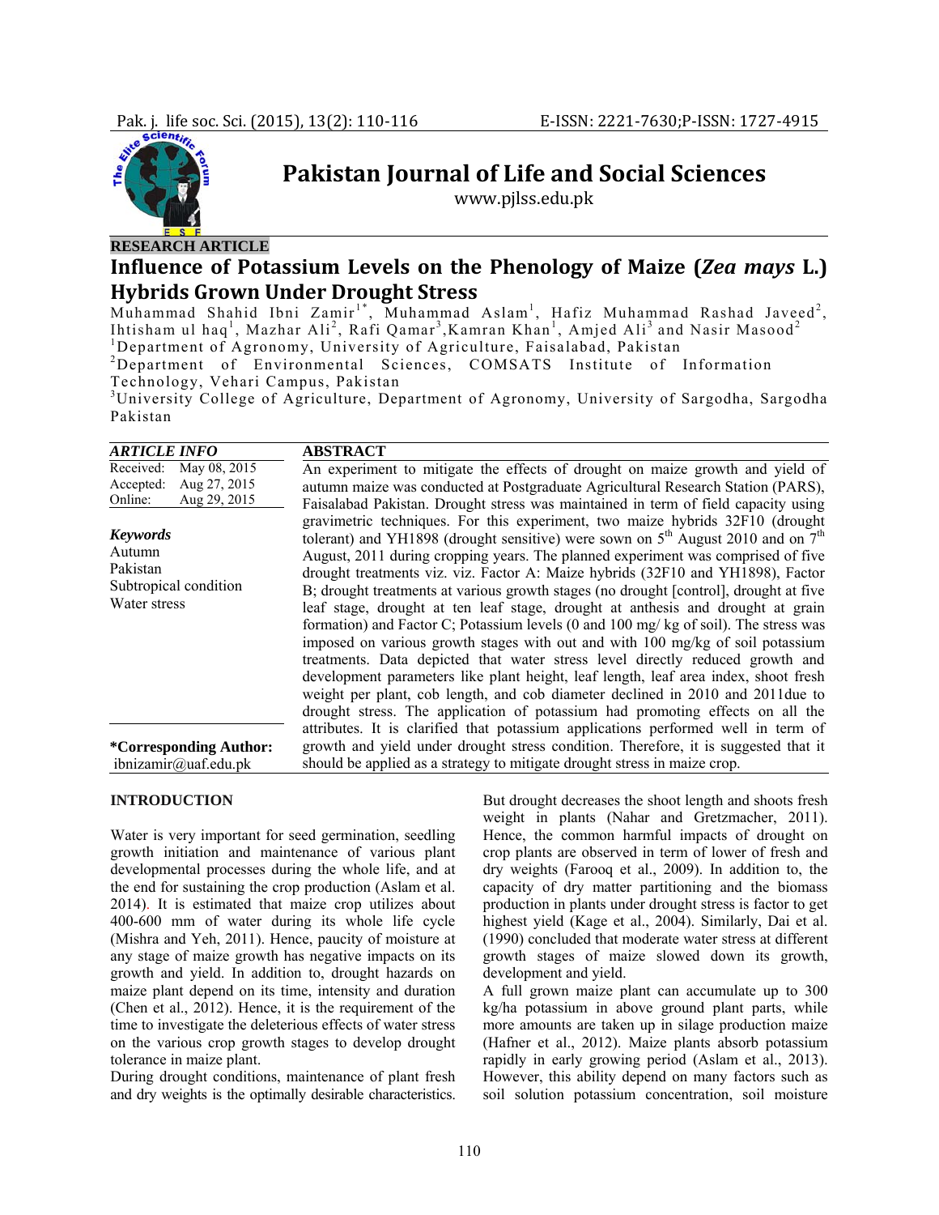RESEARCH ARTICLE

# Influence of Potassium Levels on the Phenology of Maize (*Zea mays* L.) Hybrids Grown Under Drought Stress

Muhammad Shahid Ibni Zamir[1*], Muhammad Aslam[1], Hafiz Muhammad Rashad Javeed[2], Ihtisham ul haq[1], Mazhar Ali[2], Rafi Qamar[3], Kamran Khan[1], Amjed Ali[3] and Nasir Masood[2]

[1]Department of Agronomy, University of Agriculture, Faisalabad, Pakistan

[2]Department of Environmental Sciences, COMSATS Institute of Information Technology, Vehari Campus, Pakistan

[3]University College of Agriculture, Department of Agronomy, University of Sargodha, Sargodha Pakistan

| ARTICLE INFO | |
|---|---|
| Received: | May 08, 2015 |
| Accepted: | Aug 27, 2015 |
| Online: | Aug 29, 2015 |

***Keywords***

Autumn
Pakistan
Subtropical condition
Water stress

**\*Corresponding Author:**
ibnizamir@uaf.edu.pk

## ABSTRACT

An experiment to mitigate the effects of drought on maize growth and yield of autumn maize was conducted at Postgraduate Agricultural Research Station (PARS), Faisalabad Pakistan. Drought stress was maintained in term of field capacity using gravimetric techniques. For this experiment, two maize hybrids 32F10 (drought tolerant) and YH1898 (drought sensitive) were sown on 5$^{th}$ August 2010 and on 7$^{th}$ August, 2011 during cropping years. The planned experiment was comprised of five drought treatments viz. viz. Factor A: Maize hybrids (32F10 and YH1898), Factor B; drought treatments at various growth stages (no drought [control], drought at five leaf stage, drought at ten leaf stage, drought at anthesis and drought at grain formation) and Factor C; Potassium levels (0 and 100 mg/ kg of soil). The stress was imposed on various growth stages with out and with 100 mg/kg of soil potassium treatments. Data depicted that water stress level directly reduced growth and development parameters like plant height, leaf length, leaf area index, shoot fresh weight per plant, cob length, and cob diameter declined in 2010 and 2011due to drought stress. The application of potassium had promoting effects on all the attributes. It is clarified that potassium applications performed well in term of growth and yield under drought stress condition. Therefore, it is suggested that it should be applied as a strategy to mitigate drought stress in maize crop.

## INTRODUCTION

Water is very important for seed germination, seedling growth initiation and maintenance of various plant developmental processes during the whole life, and at the end for sustaining the crop production (Aslam et al. 2014). It is estimated that maize crop utilizes about 400-600 mm of water during its whole life cycle (Mishra and Yeh, 2011). Hence, paucity of moisture at any stage of maize growth has negative impacts on its growth and yield. In addition to, drought hazards on maize plant depend on its time, intensity and duration (Chen et al., 2012). Hence, it is the requirement of the time to investigate the deleterious effects of water stress on the various crop growth stages to develop drought tolerance in maize plant.

During drought conditions, maintenance of plant fresh and dry weights is the optimally desirable characteristics. But drought decreases the shoot length and shoots fresh weight in plants (Nahar and Gretzmacher, 2011). Hence, the common harmful impacts of drought on crop plants are observed in term of lower of fresh and dry weights (Farooq et al., 2009). In addition to, the capacity of dry matter partitioning and the biomass production in plants under drought stress is factor to get highest yield (Kage et al., 2004). Similarly, Dai et al. (1990) concluded that moderate water stress at different growth stages of maize slowed down its growth, development and yield.

A full grown maize plant can accumulate up to 300 kg/ha potassium in above ground plant parts, while more amounts are taken up in silage production maize (Hafner et al., 2012). Maize plants absorb potassium rapidly in early growing period (Aslam et al., 2013). However, this ability depend on many factors such as soil solution potassium concentration, soil moisture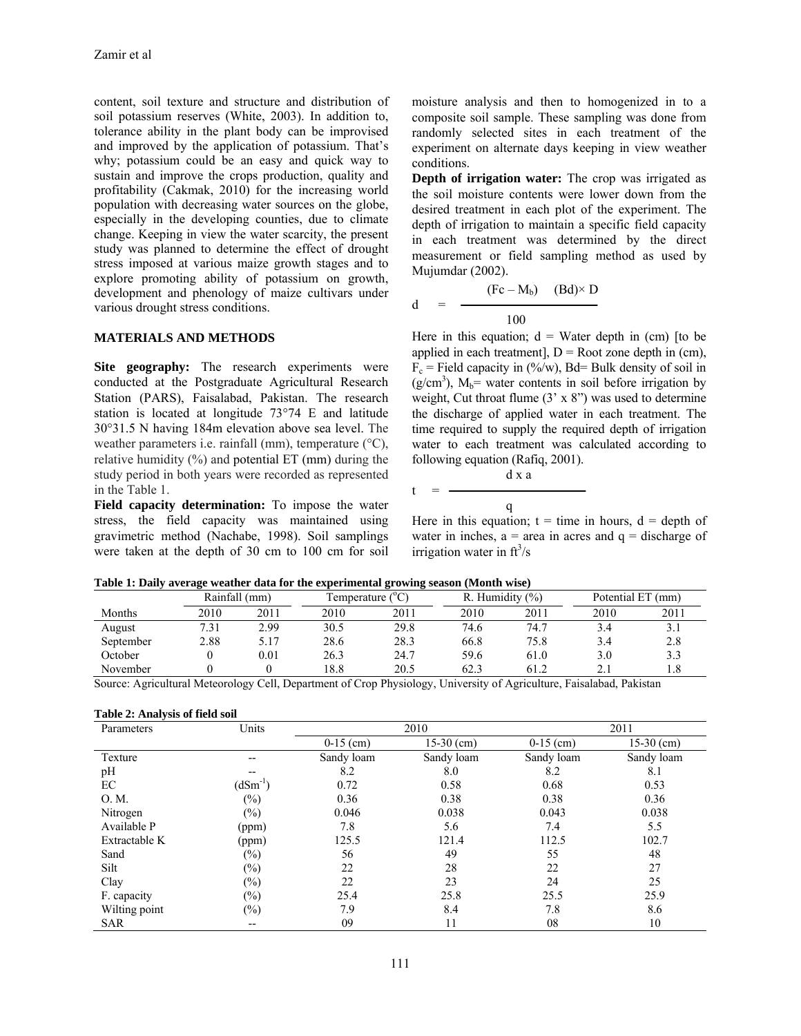content, soil texture and structure and distribution of soil potassium reserves (White, 2003). In addition to, tolerance ability in the plant body can be improvised and improved by the application of potassium. That's why; potassium could be an easy and quick way to sustain and improve the crops production, quality and profitability (Cakmak, 2010) for the increasing world population with decreasing water sources on the globe, especially in the developing counties, due to climate change. Keeping in view the water scarcity, the present study was planned to determine the effect of drought stress imposed at various maize growth stages and to explore promoting ability of potassium on growth, development and phenology of maize cultivars under various drought stress conditions.

## MATERIALS AND METHODS

**Site geography:** The research experiments were conducted at the Postgraduate Agricultural Research Station (PARS), Faisalabad, Pakistan. The research station is located at longitude 73°74 E and latitude 30°31.5 N having 184m elevation above sea level. The weather parameters i.e. rainfall (mm), temperature (°C), relative humidity (%) and potential ET (mm) during the study period in both years were recorded as represented in the Table 1.

**Field capacity determination:** To impose the water stress, the field capacity was maintained using gravimetric method (Nachabe, 1998). Soil samplings were taken at the depth of 30 cm to 100 cm for soil moisture analysis and then to homogenized in to a composite soil sample. These sampling was done from randomly selected sites in each treatment of the experiment on alternate days keeping in view weather conditions.

**Depth of irrigation water:** The crop was irrigated as the soil moisture contents were lower down from the desired treatment in each plot of the experiment. The depth of irrigation to maintain a specific field capacity in each treatment was determined by the direct measurement or field sampling method as used by Mujumdar (2002).

$$d = \frac{(Fc - M_b) \quad (Bd) \times D}{100}$$

Here in this equation; d = Water depth in (cm) [to be applied in each treatment], D = Root zone depth in (cm), $F_c$ = Field capacity in (%/w), Bd= Bulk density of soil in (g/cm$^3$), $M_b$= water contents in soil before irrigation by weight, Cut throat flume (3' x 8") was used to determine the discharge of applied water in each treatment. The time required to supply the required depth of irrigation water to each treatment was calculated according to following equation (Rafiq, 2001).

$$t = \frac{d \times a}{q}$$

Here in this equation; t = time in hours, d = depth of water in inches, a = area in acres and q = discharge of irrigation water in ft$^3$/s

**Table 1: Daily average weather data for the experimental growing season (Month wise)**

| Months | Rainfall (mm) | | Temperature ($^o$C) | | R. Humidity (%) | | Potential ET (mm) | |
|---|---|---|---|---|---|---|---|---|
| | 2010 | 2011 | 2010 | 2011 | 2010 | 2011 | 2010 | 2011 |
| August | 7.31 | 2.99 | 30.5 | 29.8 | 74.6 | 74.7 | 3.4 | 3.1 |
| September | 2.88 | 5.17 | 28.6 | 28.3 | 66.8 | 75.8 | 3.4 | 2.8 |
| October | 0 | 0.01 | 26.3 | 24.7 | 59.6 | 61.0 | 3.0 | 3.3 |
| November | 0 | 0 | 18.8 | 20.5 | 62.3 | 61.2 | 2.1 | 1.8 |

Source: Agricultural Meteorology Cell, Department of Crop Physiology, University of Agriculture, Faisalabad, Pakistan

**Table 2: Analysis of field soil**

| Parameters | Units | 2010 | | 2011 | |
|---|---|---|---|---|---|
| | | 0-15 (cm) | 15-30 (cm) | 0-15 (cm) | 15-30 (cm) |
| Texture | -- | Sandy loam | Sandy loam | Sandy loam | Sandy loam |
| pH | -- | 8.2 | 8.0 | 8.2 | 8.1 |
| EC | (dSm$^{-1}$) | 0.72 | 0.58 | 0.68 | 0.53 |
| O. M. | (%) | 0.36 | 0.38 | 0.38 | 0.36 |
| Nitrogen | (%) | 0.046 | 0.038 | 0.043 | 0.038 |
| Available P | (ppm) | 7.8 | 5.6 | 7.4 | 5.5 |
| Extractable K | (ppm) | 125.5 | 121.4 | 112.5 | 102.7 |
| Sand | (%) | 56 | 49 | 55 | 48 |
| Silt | (%) | 22 | 28 | 22 | 27 |
| Clay | (%) | 22 | 23 | 24 | 25 |
| F. capacity | (%) | 25.4 | 25.8 | 25.5 | 25.9 |
| Wilting point | (%) | 7.9 | 8.4 | 7.8 | 8.6 |
| SAR | -- | 09 | 11 | 08 | 10 |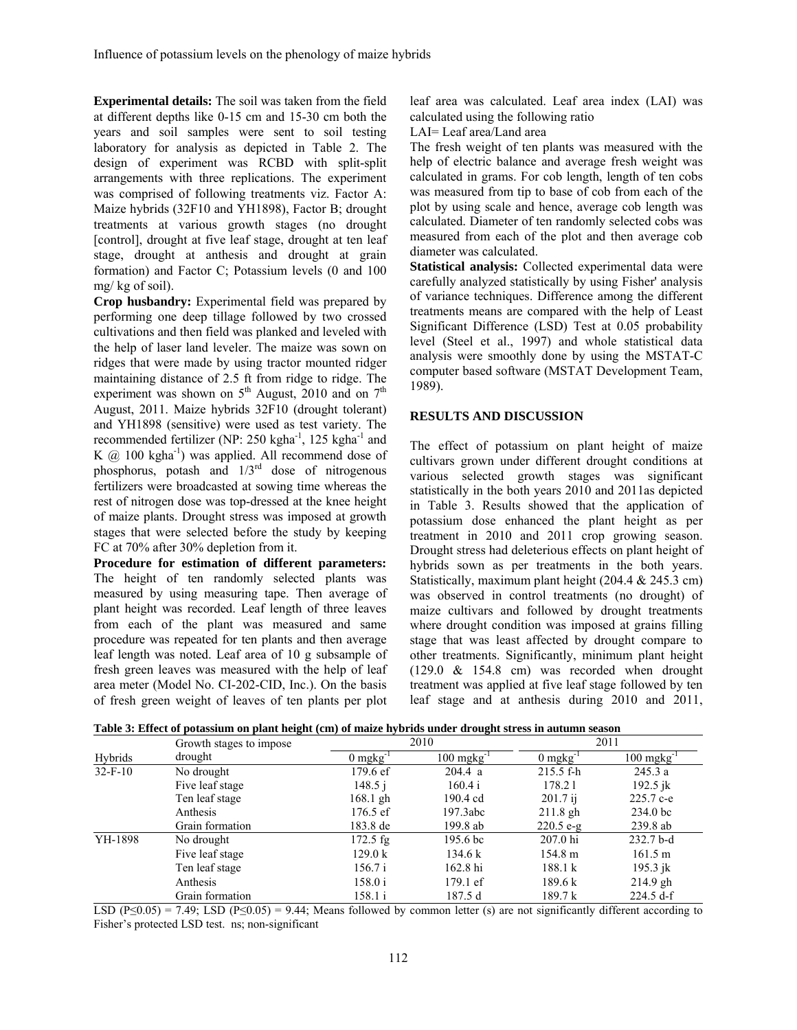**Experimental details:** The soil was taken from the field at different depths like 0-15 cm and 15-30 cm both the years and soil samples were sent to soil testing laboratory for analysis as depicted in Table 2. The design of experiment was RCBD with split-split arrangements with three replications. The experiment was comprised of following treatments viz. Factor A: Maize hybrids (32F10 and YH1898), Factor B; drought treatments at various growth stages (no drought [control], drought at five leaf stage, drought at ten leaf stage, drought at anthesis and drought at grain formation) and Factor C; Potassium levels (0 and 100 mg/ kg of soil).

**Crop husbandry:** Experimental field was prepared by performing one deep tillage followed by two crossed cultivations and then field was planked and leveled with the help of laser land leveler. The maize was sown on ridges that were made by using tractor mounted ridger maintaining distance of 2.5 ft from ridge to ridge. The experiment was shown on 5th August, 2010 and on 7th August, 2011. Maize hybrids 32F10 (drought tolerant) and YH1898 (sensitive) were used as test variety. The recommended fertilizer (NP: 250 $kgha^{-1}$, 125 $kgha^{-1}$ and K @ 100 $kgha^{-1}$) was applied. All recommend dose of phosphorus, potash and 1/3rd dose of nitrogenous fertilizers were broadcasted at sowing time whereas the rest of nitrogen dose was top-dressed at the knee height of maize plants. Drought stress was imposed at growth stages that were selected before the study by keeping FC at 70% after 30% depletion from it.

**Procedure for estimation of different parameters:** The height of ten randomly selected plants was measured by using measuring tape. Then average of plant height was recorded. Leaf length of three leaves from each of the plant was measured and same procedure was repeated for ten plants and then average leaf length was noted. Leaf area of 10 g subsample of fresh green leaves was measured with the help of leaf area meter (Model No. CI-202-CID, Inc.). On the basis of fresh green weight of leaves of ten plants per plot leaf area was calculated. Leaf area index (LAI) was calculated using the following ratio

LAI= Leaf area/Land area

The fresh weight of ten plants was measured with the help of electric balance and average fresh weight was calculated in grams. For cob length, length of ten cobs was measured from tip to base of cob from each of the plot by using scale and hence, average cob length was calculated. Diameter of ten randomly selected cobs was measured from each of the plot and then average cob diameter was calculated.

**Statistical analysis:** Collected experimental data were carefully analyzed statistically by using Fisher' analysis of variance techniques. Difference among the different treatments means are compared with the help of Least Significant Difference (LSD) Test at 0.05 probability level (Steel et al., 1997) and whole statistical data analysis were smoothly done by using the MSTAT-C computer based software (MSTAT Development Team, 1989).

## RESULTS AND DISCUSSION

The effect of potassium on plant height of maize cultivars grown under different drought conditions at various selected growth stages was significant statistically in the both years 2010 and 2011as depicted in Table 3. Results showed that the application of potassium dose enhanced the plant height as per treatment in 2010 and 2011 crop growing season. Drought stress had deleterious effects on plant height of hybrids sown as per treatments in the both years. Statistically, maximum plant height (204.4 & 245.3 cm) was observed in control treatments (no drought) of maize cultivars and followed by drought treatments where drought condition was imposed at grains filling stage that was least affected by drought compare to other treatments. Significantly, minimum plant height (129.0 & 154.8 cm) was recorded when drought treatment was applied at five leaf stage followed by ten leaf stage and at anthesis during 2010 and 2011,

**Table 3: Effect of potassium on plant height (cm) of maize hybrids under drought stress in autumn season**

| Hybrids | Growth stages to impose drought | 2010 | | 2011 | |
|---|---|---|---|---|---|
| | | 0 $mgkg^{-1}$ | 100 $mgkg^{-1}$ | 0 $mgkg^{-1}$ | 100 $mgkg^{-1}$ |
| 32-F-10 | No drought | 179.6 ef | 204.4 a | 215.5 f-h | 245.3 a |
| | Five leaf stage | 148.5 j | 160.4 i | 178.2 l | 192.5 jk |
| | Ten leaf stage | 168.1 gh | 190.4 cd | 201.7 ij | 225.7 c-e |
| | Anthesis | 176.5 ef | 197.3abc | 211.8 gh | 234.0 bc |
| | Grain formation | 183.8 de | 199.8 ab | 220.5 e-g | 239.8 ab |
| YH-1898 | No drought | 172.5 fg | 195.6 bc | 207.0 hi | 232.7 b-d |
| | Five leaf stage | 129.0 k | 134.6 k | 154.8 m | 161.5 m |
| | Ten leaf stage | 156.7 i | 162.8 hi | 188.1 k | 195.3 jk |
| | Anthesis | 158.0 i | 179.1 ef | 189.6 k | 214.9 gh |
| | Grain formation | 158.1 i | 187.5 d | 189.7 k | 224.5 d-f |

LSD ($P \leq 0.05$) = 7.49; LSD ($P \leq 0.05$) = 9.44; Means followed by common letter (s) are not significantly different according to Fisher's protected LSD test. ns; non-significant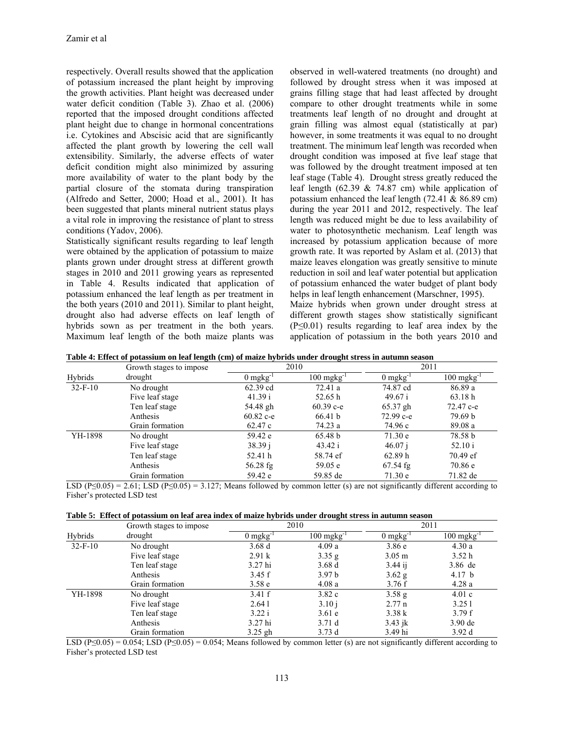respectively. Overall results showed that the application of potassium increased the plant height by improving the growth activities. Plant height was decreased under water deficit condition (Table 3). Zhao et al. (2006) reported that the imposed drought conditions affected plant height due to change in hormonal concentrations i.e. Cytokines and Abscisic acid that are significantly affected the plant growth by lowering the cell wall extensibility. Similarly, the adverse effects of water deficit condition might also minimized by assuring more availability of water to the plant body by the partial closure of the stomata during transpiration (Alfredo and Setter, 2000; Hoad et al., 2001). It has been suggested that plants mineral nutrient status plays a vital role in improving the resistance of plant to stress conditions (Yadov, 2006).

Statistically significant results regarding to leaf length were obtained by the application of potassium to maize plants grown under drought stress at different growth stages in 2010 and 2011 growing years as represented in Table 4. Results indicated that application of potassium enhanced the leaf length as per treatment in the both years (2010 and 2011). Similar to plant height, drought also had adverse effects on leaf length of hybrids sown as per treatment in the both years. Maximum leaf length of the both maize plants was observed in well-watered treatments (no drought) and followed by drought stress when it was imposed at grains filling stage that had least affected by drought compare to other drought treatments while in some treatments leaf length of no drought and drought at grain filling was almost equal (statistically at par) however, in some treatments it was equal to no drought treatment. The minimum leaf length was recorded when drought condition was imposed at five leaf stage that was followed by the drought treatment imposed at ten leaf stage (Table 4). Drought stress greatly reduced the leaf length (62.39 & 74.87 cm) while application of potassium enhanced the leaf length (72.41 & 86.89 cm) during the year 2011 and 2012, respectively. The leaf length was reduced might be due to less availability of water to photosynthetic mechanism. Leaf length was increased by potassium application because of more growth rate. It was reported by Aslam et al. (2013) that maize leaves elongation was greatly sensitive to minute reduction in soil and leaf water potential but application of potassium enhanced the water budget of plant body helps in leaf length enhancement (Marschner, 1995).

Maize hybrids when grown under drought stress at different growth stages show statistically significant ($P \leq 0.01$) results regarding to leaf area index by the application of potassium in the both years 2010 and

**Table 4: Effect of potassium on leaf length (cm) of maize hybrids under drought stress in autumn season**

| Hybrids | Growth stages to impose drought | 2010 | | 2011 | |
|---|---|---|---|---|---|
| | | 0 mgkg$^{-1}$ | 100 mgkg$^{-1}$ | 0 mgkg$^{-1}$ | 100 mgkg$^{-1}$ |
| 32-F-10 | No drought | 62.39 cd | 72.41 a | 74.87 cd | 86.89 a |
| | Five leaf stage | 41.39 i | 52.65 h | 49.67 i | 63.18 h |
| | Ten leaf stage | 54.48 gh | 60.39 c-e | 65.37 gh | 72.47 c-e |
| | Anthesis | 60.82 c-e | 66.41 b | 72.99 c-e | 79.69 b |
| | Grain formation | 62.47 c | 74.23 a | 74.96 c | 89.08 a |
| YH-1898 | No drought | 59.42 e | 65.48 b | 71.30 e | 78.58 b |
| | Five leaf stage | 38.39 j | 43.42 i | 46.07 j | 52.10 i |
| | Ten leaf stage | 52.41 h | 58.74 ef | 62.89 h | 70.49 ef |
| | Anthesis | 56.28 fg | 59.05 e | 67.54 fg | 70.86 e |
| | Grain formation | 59.42 e | 59.85 de | 71.30 e | 71.82 de |

LSD ($P \leq 0.05$) = 2.61; LSD ($P \leq 0.05$) = 3.127; Means followed by common letter (s) are not significantly different according to Fisher's protected LSD test

**Table 5: Effect of potassium on leaf area index of maize hybrids under drought stress in autumn season**

| Hybrids | Growth stages to impose drought | 2010 | | 2011 | |
|---|---|---|---|---|---|
| | | 0 mgkg$^{-1}$ | 100 mgkg$^{-1}$ | 0 mgkg$^{-1}$ | 100 mgkg$^{-1}$ |
| 32-F-10 | No drought | 3.68 d | 4.09 a | 3.86 e | 4.30 a |
| | Five leaf stage | 2.91 k | 3.35 g | 3.05 m | 3.52 h |
| | Ten leaf stage | 3.27 hi | 3.68 d | 3.44 ij | 3.86 de |
| | Anthesis | 3.45 f | 3.97 b | 3.62 g | 4.17 b |
| | Grain formation | 3.58 e | 4.08 a | 3.76 f | 4.28 a |
| YH-1898 | No drought | 3.41 f | 3.82 c | 3.58 g | 4.01 c |
| | Five leaf stage | 2.64 l | 3.10 j | 2.77 n | 3.25 l |
| | Ten leaf stage | 3.22 i | 3.61 e | 3.38 k | 3.79 f |
| | Anthesis | 3.27 hi | 3.71 d | 3.43 jk | 3.90 de |
| | Grain formation | 3.25 gh | 3.73 d | 3.49 hi | 3.92 d |

LSD ($P \leq 0.05$) = 0.054; LSD ($P \leq 0.05$) = 0.054; Means followed by common letter (s) are not significantly different according to Fisher's protected LSD test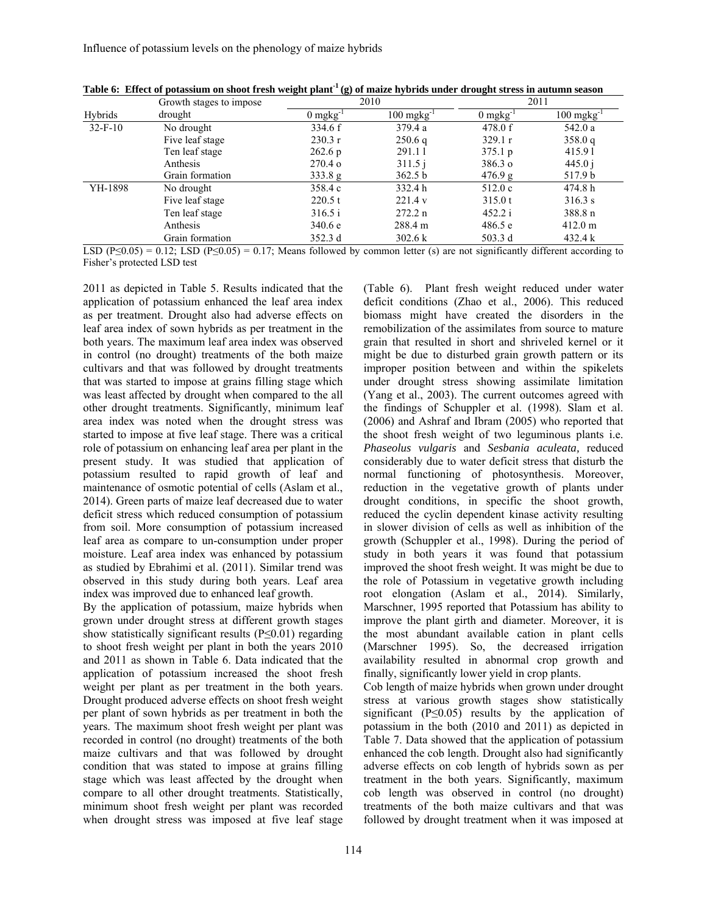**Table 6: Effect of potassium on shoot fresh weight plant$^{-1}$ (g) of maize hybrids under drought stress in autumn season**

| Hybrids | Growth stages to impose drought | 2010 | | 2011 | |
|---|---|---|---|---|---|
| | | 0 mgkg$^{-1}$ | 100 mgkg$^{-1}$ | 0 mgkg$^{-1}$ | 100 mgkg$^{-1}$ |
| 32-F-10 | No drought | 334.6 f | 379.4 a | 478.0 f | 542.0 a |
| | Five leaf stage | 230.3 r | 250.6 q | 329.1 r | 358.0 q |
| | Ten leaf stage | 262.6 p | 291.1 l | 375.1 p | 415.9 l |
| | Anthesis | 270.4 o | 311.5 j | 386.3 o | 445.0 j |
| | Grain formation | 333.8 g | 362.5 b | 476.9 g | 517.9 b |
| YH-1898 | No drought | 358.4 c | 332.4 h | 512.0 c | 474.8 h |
| | Five leaf stage | 220.5 t | 221.4 v | 315.0 t | 316.3 s |
| | Ten leaf stage | 316.5 i | 272.2 n | 452.2 i | 388.8 n |
| | Anthesis | 340.6 e | 288.4 m | 486.5 e | 412.0 m |
| | Grain formation | 352.3 d | 302.6 k | 503.3 d | 432.4 k |

LSD ($P \leq 0.05$) = 0.12; LSD ($P \leq 0.05$) = 0.17; Means followed by common letter (s) are not significantly different according to Fisher's protected LSD test

2011 as depicted in Table 5. Results indicated that the application of potassium enhanced the leaf area index as per treatment. Drought also had adverse effects on leaf area index of sown hybrids as per treatment in the both years. The maximum leaf area index was observed in control (no drought) treatments of the both maize cultivars and that was followed by drought treatments that was started to impose at grains filling stage which was least affected by drought when compared to the all other drought treatments. Significantly, minimum leaf area index was noted when the drought stress was started to impose at five leaf stage. There was a critical role of potassium on enhancing leaf area per plant in the present study. It was studied that application of potassium resulted to rapid growth of leaf and maintenance of osmotic potential of cells (Aslam et al., 2014). Green parts of maize leaf decreased due to water deficit stress which reduced consumption of potassium from soil. More consumption of potassium increased leaf area as compare to un-consumption under proper moisture. Leaf area index was enhanced by potassium as studied by Ebrahimi et al. (2011). Similar trend was observed in this study during both years. Leaf area index was improved due to enhanced leaf growth.

By the application of potassium, maize hybrids when grown under drought stress at different growth stages show statistically significant results ($P \leq 0.01$) regarding to shoot fresh weight per plant in both the years 2010 and 2011 as shown in Table 6. Data indicated that the application of potassium increased the shoot fresh weight per plant as per treatment in the both years. Drought produced adverse effects on shoot fresh weight per plant of sown hybrids as per treatment in both the years. The maximum shoot fresh weight per plant was recorded in control (no drought) treatments of the both maize cultivars and that was followed by drought condition that was stated to impose at grains filling stage which was least affected by the drought when compare to all other drought treatments. Statistically, minimum shoot fresh weight per plant was recorded when drought stress was imposed at five leaf stage (Table 6). Plant fresh weight reduced under water deficit conditions (Zhao et al., 2006). This reduced biomass might have created the disorders in the remobilization of the assimilates from source to mature grain that resulted in short and shriveled kernel or it might be due to disturbed grain growth pattern or its improper position between and within the spikelets under drought stress showing assimilate limitation (Yang et al., 2003). The current outcomes agreed with the findings of Schuppler et al. (1998). Slam et al. (2006) and Ashraf and Ibram (2005) who reported that the shoot fresh weight of two leguminous plants i.e. *Phaseolus vulgaris* and *Sesbania aculeata,* reduced considerably due to water deficit stress that disturb the normal functioning of photosynthesis. Moreover, reduction in the vegetative growth of plants under drought conditions, in specific the shoot growth, reduced the cyclin dependent kinase activity resulting in slower division of cells as well as inhibition of the growth (Schuppler et al., 1998). During the period of study in both years it was found that potassium improved the shoot fresh weight. It was might be due to the role of Potassium in vegetative growth including root elongation (Aslam et al., 2014). Similarly, Marschner, 1995 reported that Potassium has ability to improve the plant girth and diameter. Moreover, it is the most abundant available cation in plant cells (Marschner 1995). So, the decreased irrigation availability resulted in abnormal crop growth and finally, significantly lower yield in crop plants.

Cob length of maize hybrids when grown under drought stress at various growth stages show statistically significant ($P \leq 0.05$) results by the application of potassium in the both (2010 and 2011) as depicted in Table 7. Data showed that the application of potassium enhanced the cob length. Drought also had significantly adverse effects on cob length of hybrids sown as per treatment in the both years. Significantly, maximum cob length was observed in control (no drought) treatments of the both maize cultivars and that was followed by drought treatment when it was imposed at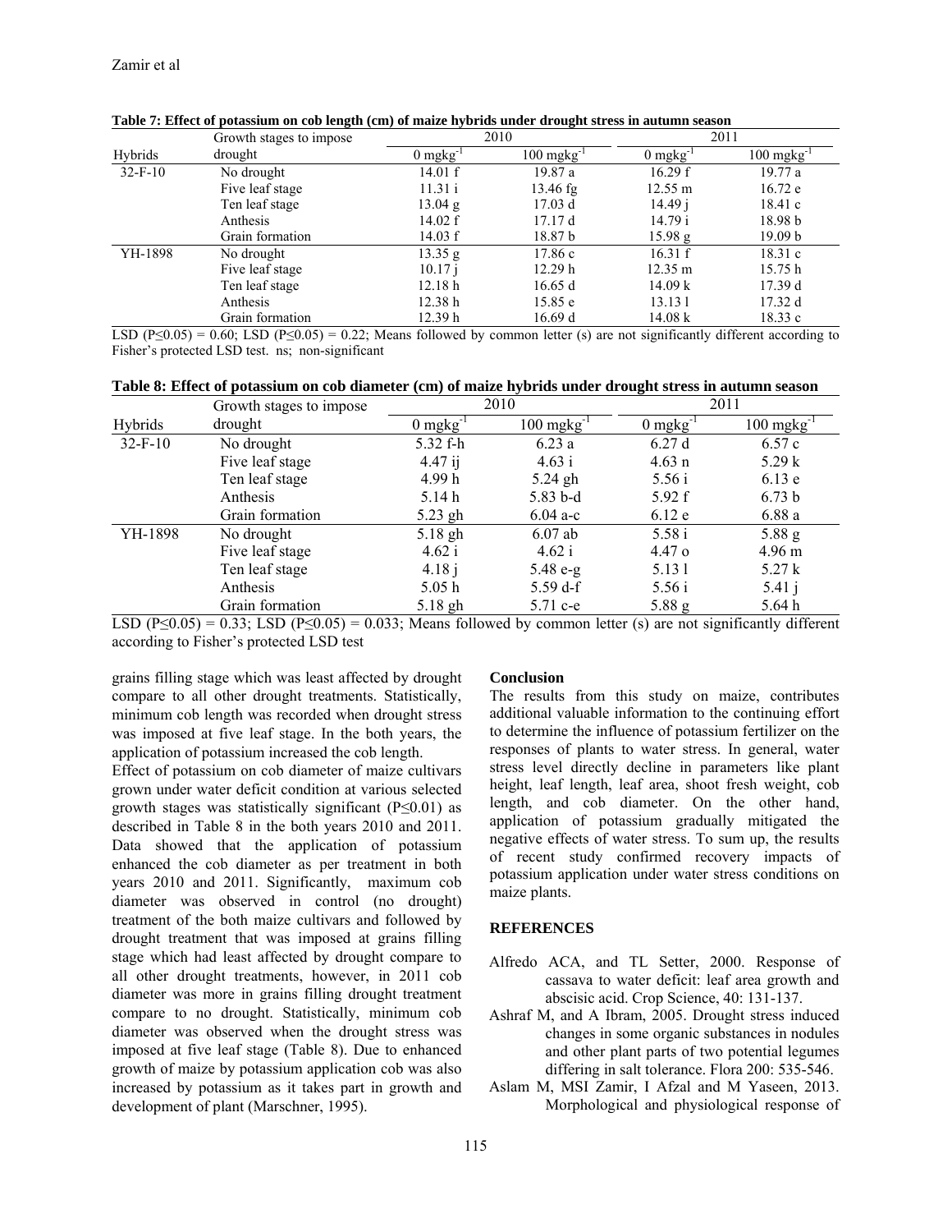**Table 7: Effect of potassium on cob length (cm) of maize hybrids under drought stress in autumn season**

| Hybrids | Growth stages to impose drought | 2010 | | 2011 | |
|---|---|---|---|---|---|
| | | 0 mgkg$^{-1}$ | 100 mgkg$^{-1}$ | 0 mgkg$^{-1}$ | 100 mgkg$^{-1}$ |
| 32-F-10 | No drought | 14.01 f | 19.87 a | 16.29 f | 19.77 a |
| | Five leaf stage | 11.31 i | 13.46 fg | 12.55 m | 16.72 e |
| | Ten leaf stage | 13.04 g | 17.03 d | 14.49 j | 18.41 c |
| | Anthesis | 14.02 f | 17.17 d | 14.79 i | 18.98 b |
| | Grain formation | 14.03 f | 18.87 b | 15.98 g | 19.09 b |
| YH-1898 | No drought | 13.35 g | 17.86 c | 16.31 f | 18.31 c |
| | Five leaf stage | 10.17 j | 12.29 h | 12.35 m | 15.75 h |
| | Ten leaf stage | 12.18 h | 16.65 d | 14.09 k | 17.39 d |
| | Anthesis | 12.38 h | 15.85 e | 13.13 l | 17.32 d |
| | Grain formation | 12.39 h | 16.69 d | 14.08 k | 18.33 c |

LSD (P≤0.05) = 0.60; LSD (P≤0.05) = 0.22; Means followed by common letter (s) are not significantly different according to Fisher's protected LSD test. ns; non-significant

**Table 8: Effect of potassium on cob diameter (cm) of maize hybrids under drought stress in autumn season**

| Hybrids | Growth stages to impose drought | 2010 | | 2011 | |
|---|---|---|---|---|---|
| | | 0 mgkg$^{-1}$ | 100 mgkg$^{-1}$ | 0 mgkg$^{-1}$ | 100 mgkg$^{-1}$ |
| 32-F-10 | No drought | 5.32 f-h | 6.23 a | 6.27 d | 6.57 c |
| | Five leaf stage | 4.47 ij | 4.63 i | 4.63 n | 5.29 k |
| | Ten leaf stage | 4.99 h | 5.24 gh | 5.56 i | 6.13 e |
| | Anthesis | 5.14 h | 5.83 b-d | 5.92 f | 6.73 b |
| | Grain formation | 5.23 gh | 6.04 a-c | 6.12 e | 6.88 a |
| YH-1898 | No drought | 5.18 gh | 6.07 ab | 5.58 i | 5.88 g |
| | Five leaf stage | 4.62 i | 4.62 i | 4.47 o | 4.96 m |
| | Ten leaf stage | 4.18 j | 5.48 e-g | 5.13 l | 5.27 k |
| | Anthesis | 5.05 h | 5.59 d-f | 5.56 i | 5.41 j |
| | Grain formation | 5.18 gh | 5.71 c-e | 5.88 g | 5.64 h |

LSD (P≤0.05) = 0.33; LSD (P≤0.05) = 0.033; Means followed by common letter (s) are not significantly different according to Fisher's protected LSD test

grains filling stage which was least affected by drought compare to all other drought treatments. Statistically, minimum cob length was recorded when drought stress was imposed at five leaf stage. In the both years, the application of potassium increased the cob length.

Effect of potassium on cob diameter of maize cultivars grown under water deficit condition at various selected growth stages was statistically significant (P≤0.01) as described in Table 8 in the both years 2010 and 2011. Data showed that the application of potassium enhanced the cob diameter as per treatment in both years 2010 and 2011. Significantly, maximum cob diameter was observed in control (no drought) treatment of the both maize cultivars and followed by drought treatment that was imposed at grains filling stage which had least affected by drought compare to all other drought treatments, however, in 2011 cob diameter was more in grains filling drought treatment compare to no drought. Statistically, minimum cob diameter was observed when the drought stress was imposed at five leaf stage (Table 8). Due to enhanced growth of maize by potassium application cob was also increased by potassium as it takes part in growth and development of plant (Marschner, 1995).

## Conclusion

The results from this study on maize, contributes additional valuable information to the continuing effort to determine the influence of potassium fertilizer on the responses of plants to water stress. In general, water stress level directly decline in parameters like plant height, leaf length, leaf area, shoot fresh weight, cob length, and cob diameter. On the other hand, application of potassium gradually mitigated the negative effects of water stress. To sum up, the results of recent study confirmed recovery impacts of potassium application under water stress conditions on maize plants.

## REFERENCES

Alfredo ACA, and TL Setter, 2000. Response of cassava to water deficit: leaf area growth and abscisic acid. Crop Science, 40: 131-137.

Ashraf M, and A Ibram, 2005. Drought stress induced changes in some organic substances in nodules and other plant parts of two potential legumes differing in salt tolerance. Flora 200: 535-546.

Aslam M, MSI Zamir, I Afzal and M Yaseen, 2013. Morphological and physiological response of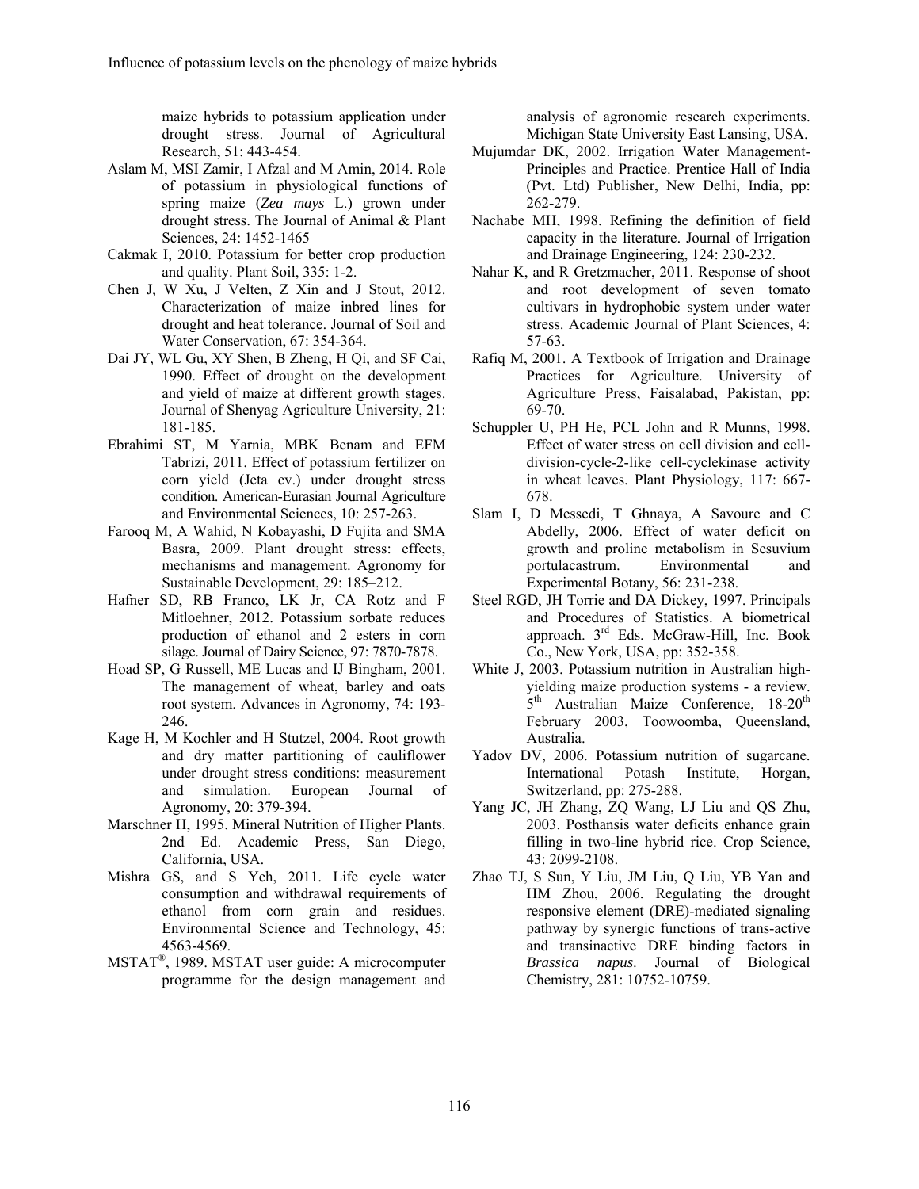maize hybrids to potassium application under drought stress. Journal of Agricultural Research, 51: 443-454.

Aslam M, MSI Zamir, I Afzal and M Amin, 2014. Role of potassium in physiological functions of spring maize (*Zea mays* L.) grown under drought stress. The Journal of Animal & Plant Sciences, 24: 1452-1465

Cakmak I, 2010. Potassium for better crop production and quality. Plant Soil, 335: 1-2.

Chen J, W Xu, J Velten, Z Xin and J Stout, 2012. Characterization of maize inbred lines for drought and heat tolerance. Journal of Soil and Water Conservation, 67: 354-364.

Dai JY, WL Gu, XY Shen, B Zheng, H Qi, and SF Cai, 1990. Effect of drought on the development and yield of maize at different growth stages. Journal of Shenyag Agriculture University, 21: 181-185.

Ebrahimi ST, M Yarnia, MBK Benam and EFM Tabrizi, 2011. Effect of potassium fertilizer on corn yield (Jeta cv.) under drought stress condition. American-Eurasian Journal Agriculture and Environmental Sciences, 10: 257-263.

Farooq M, A Wahid, N Kobayashi, D Fujita and SMA Basra, 2009. Plant drought stress: effects, mechanisms and management. Agronomy for Sustainable Development, 29: 185–212.

Hafner SD, RB Franco, LK Jr, CA Rotz and F Mitloehner, 2012. Potassium sorbate reduces production of ethanol and 2 esters in corn silage. Journal of Dairy Science, 97: 7870-7878.

Hoad SP, G Russell, ME Lucas and IJ Bingham, 2001. The management of wheat, barley and oats root system. Advances in Agronomy, 74: 193-246.

Kage H, M Kochler and H Stutzel, 2004. Root growth and dry matter partitioning of cauliflower under drought stress conditions: measurement and simulation. European Journal of Agronomy, 20: 379-394.

Marschner H, 1995. Mineral Nutrition of Higher Plants. 2nd Ed. Academic Press, San Diego, California, USA.

Mishra GS, and S Yeh, 2011. Life cycle water consumption and withdrawal requirements of ethanol from corn grain and residues. Environmental Science and Technology, 45: 4563-4569.

MSTAT®, 1989. MSTAT user guide: A microcomputer programme for the design management and analysis of agronomic research experiments. Michigan State University East Lansing, USA.

Mujumdar DK, 2002. Irrigation Water Management-Principles and Practice. Prentice Hall of India (Pvt. Ltd) Publisher, New Delhi, India, pp: 262-279.

Nachabe MH, 1998. Refining the definition of field capacity in the literature. Journal of Irrigation and Drainage Engineering, 124: 230-232.

Nahar K, and R Gretzmacher, 2011. Response of shoot and root development of seven tomato cultivars in hydrophobic system under water stress. Academic Journal of Plant Sciences, 4: 57-63.

Rafiq M, 2001. A Textbook of Irrigation and Drainage Practices for Agriculture. University of Agriculture Press, Faisalabad, Pakistan, pp: 69-70.

Schuppler U, PH He, PCL John and R Munns, 1998. Effect of water stress on cell division and cell-division-cycle-2-like cell-cyclekinase activity in wheat leaves. Plant Physiology, 117: 667-678.

Slam I, D Messedi, T Ghnaya, A Savoure and C Abdelly, 2006. Effect of water deficit on growth and proline metabolism in Sesuvium portulacastrum. Environmental and Experimental Botany, 56: 231-238.

Steel RGD, JH Torrie and DA Dickey, 1997. Principals and Procedures of Statistics. A biometrical approach. 3rd Eds. McGraw-Hill, Inc. Book Co., New York, USA, pp: 352-358.

White J, 2003. Potassium nutrition in Australian high-yielding maize production systems - a review. 5th Australian Maize Conference, 18-20th February 2003, Toowoomba, Queensland, Australia.

Yadov DV, 2006. Potassium nutrition of sugarcane. International Potash Institute, Horgan, Switzerland, pp: 275-288.

Yang JC, JH Zhang, ZQ Wang, LJ Liu and QS Zhu, 2003. Posthansis water deficits enhance grain filling in two-line hybrid rice. Crop Science, 43: 2099-2108.

Zhao TJ, S Sun, Y Liu, JM Liu, Q Liu, YB Yan and HM Zhou, 2006. Regulating the drought responsive element (DRE)-mediated signaling pathway by synergic functions of trans-active and transinactive DRE binding factors in *Brassica napus*. Journal of Biological Chemistry, 281: 10752-10759.